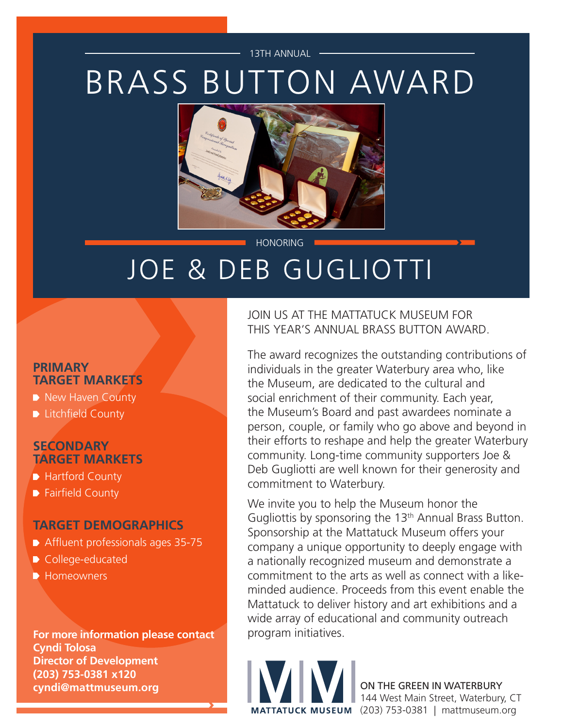13TH ANNUAL

# BRASS BUTTON AWARD

HONORING

# JOE & DEB GUGLIOTTI

JOIN US AT THE MATTATUCK MUSEUM FOR THIS YEAR'S ANNUAL BRASS BUTTON AWARD.

The award recognizes the outstanding contributions of individuals in the greater Waterbury area who, like the Museum, are dedicated to the cultural and social enrichment of their community. Each year, the Museum's Board and past awardees nominate a person, couple, or family who go above and beyond in their efforts to reshape and help the greater Waterbury community. Long-time community supporters Joe & Deb Gugliotti are well known for their generosity and commitment to Waterbury.

We invite you to help the Museum honor the Gugliottis by sponsoring the 13th Annual Brass Button. Sponsorship at the Mattatuck Museum offers your company a unique opportunity to deeply engage with a nationally recognized museum and demonstrate a commitment to the arts as well as connect with a like-minded audience. Proceeds from this event enable the Mattatuck to deliver history and art exhibitions and a wide array of educational and community outreach program initiatives.

## PRIMARY TARGET MARKETS

- New Haven County
- Litchfield County

## SECONDARY TARGET MARKETS

- Hartford County
- Fairfield County

## TARGET DEMOGRAPHICS

- Affluent professionals ages 35-75
- College-educated
- Homeowners

**For more information please contact**
**Cyndi Tolosa**
**Director of Development**
**(203) 753-0381 x120**
**cyndi@mattmuseum.org**

MATTATUCK MUSEUM

ON THE GREEN IN WATERBURY
144 West Main Street, Waterbury, CT
(203) 753-0381 | mattmuseum.org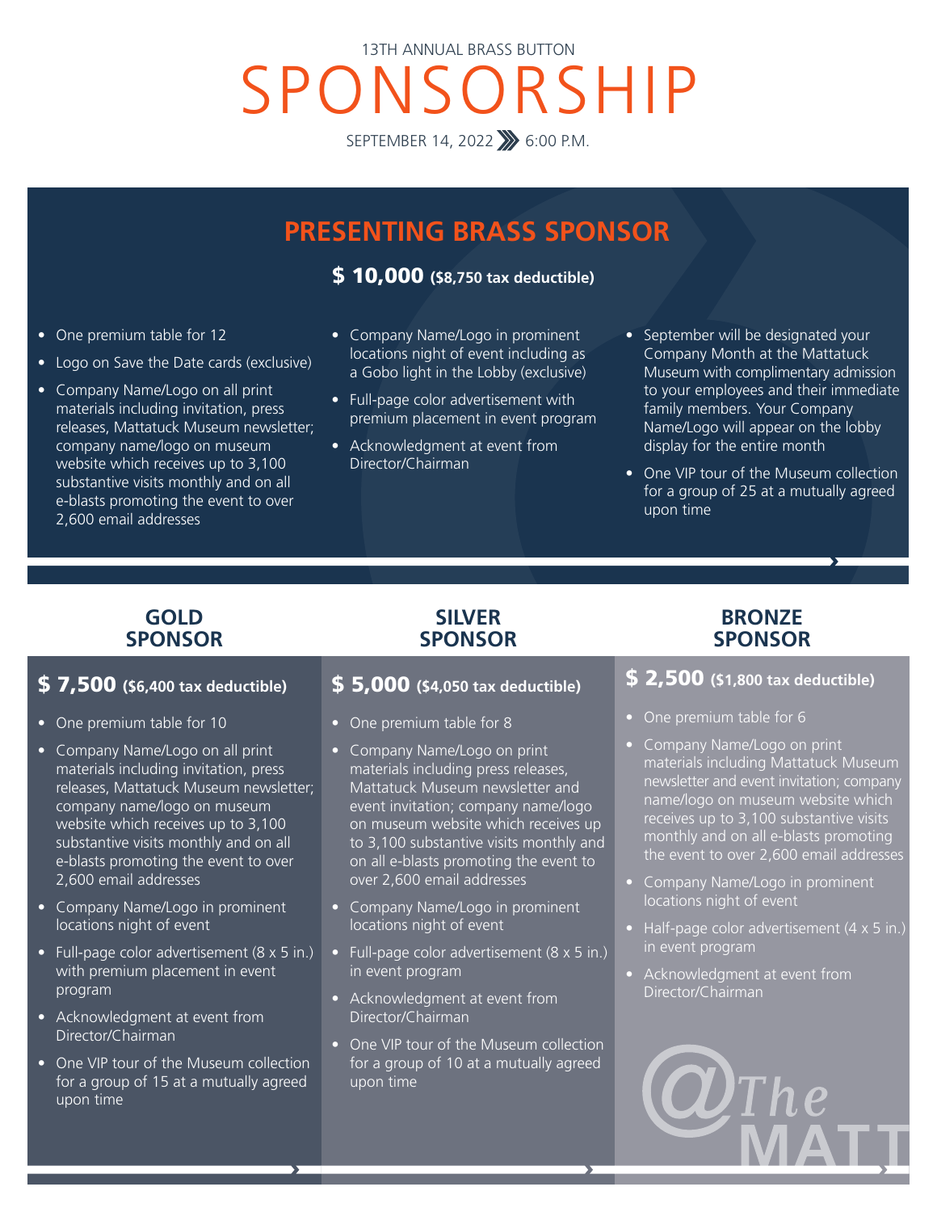13TH ANNUAL BRASS BUTTON

# SPONSORSHIP

SEPTEMBER 14, 2022 » 6:00 P.M.

## PRESENTING BRASS SPONSOR

**$ 10,000 ($8,750 tax deductible)**

- One premium table for 12
- Logo on Save the Date cards (exclusive)
- Company Name/Logo on all print materials including invitation, press releases, Mattatuck Museum newsletter; company name/logo on museum website which receives up to 3,100 substantive visits monthly and on all e-blasts promoting the event to over 2,600 email addresses
- Company Name/Logo in prominent locations night of event including as a Gobo light in the Lobby (exclusive)
- Full-page color advertisement with premium placement in event program
- Acknowledgment at event from Director/Chairman
- September will be designated your Company Month at the Mattatuck Museum with complimentary admission to your employees and their immediate family members. Your Company Name/Logo will appear on the lobby display for the entire month
- One VIP tour of the Museum collection for a group of 25 at a mutually agreed upon time

## GOLD SPONSOR

**$ 7,500 ($6,400 tax deductible)**

- One premium table for 10
- Company Name/Logo on all print materials including invitation, press releases, Mattatuck Museum newsletter; company name/logo on museum website which receives up to 3,100 substantive visits monthly and on all e-blasts promoting the event to over 2,600 email addresses
- Company Name/Logo in prominent locations night of event
- Full-page color advertisement (8 x 5 in.) with premium placement in event program
- Acknowledgment at event from Director/Chairman
- One VIP tour of the Museum collection for a group of 15 at a mutually agreed upon time

## SILVER SPONSOR

**$ 5,000 ($4,050 tax deductible)**

- One premium table for 8
- Company Name/Logo on print materials including press releases, Mattatuck Museum newsletter and event invitation; company name/logo on museum website which receives up to 3,100 substantive visits monthly and on all e-blasts promoting the event to over 2,600 email addresses
- Company Name/Logo in prominent locations night of event
- Full-page color advertisement (8 x 5 in.) in event program
- Acknowledgment at event from Director/Chairman
- One VIP tour of the Museum collection for a group of 10 at a mutually agreed upon time

## BRONZE SPONSOR

**$ 2,500 ($1,800 tax deductible)**

- One premium table for 6
- Company Name/Logo on print materials including Mattatuck Museum newsletter and event invitation; company name/logo on museum website which receives up to 3,100 substantive visits monthly and on all e-blasts promoting the event to over 2,600 email addresses
- Company Name/Logo in prominent locations night of event
- Half-page color advertisement (4 x 5 in.) in event program
- Acknowledgment at event from Director/Chairman

@The MATT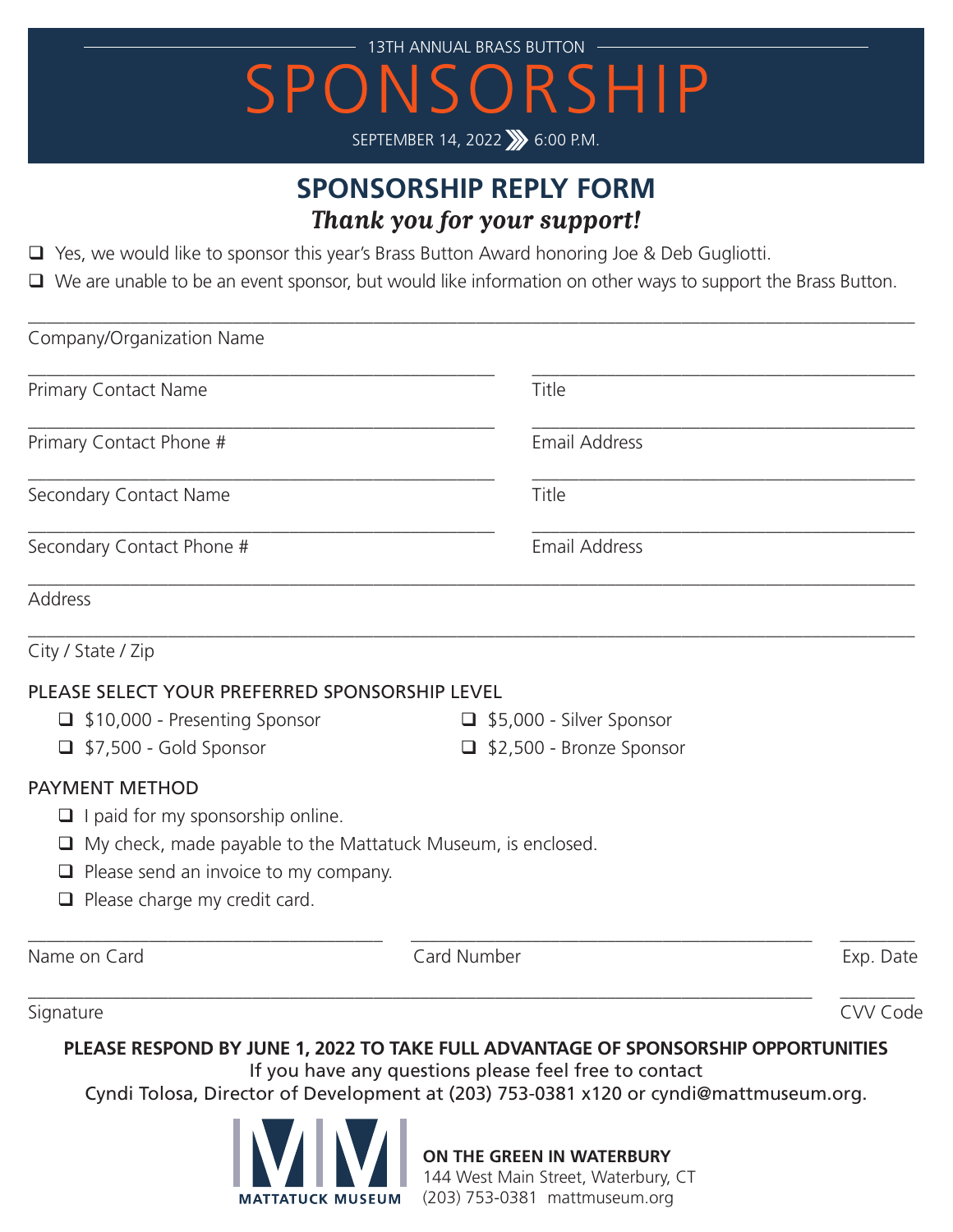13TH ANNUAL BRASS BUTTON

# SPONSORSHIP

SEPTEMBER 14, 2022 » 6:00 P.M.

## SPONSORSHIP REPLY FORM

***Thank you for your support!***

- ❑ Yes, we would like to sponsor this year's Brass Button Award honoring Joe & Deb Gugliotti.
- ❑ We are unable to be an event sponsor, but would like information on other ways to support the Brass Button.

_______________________________________________
Company/Organization Name

_______________________ _______________________
Primary Contact Name | Title

_______________________ _______________________
Primary Contact Phone # | Email Address

_______________________ _______________________
Secondary Contact Name | Title

_______________________ _______________________
Secondary Contact Phone # | Email Address

_______________________________________________
Address

_______________________________________________
City / State / Zip

### PLEASE SELECT YOUR PREFERRED SPONSORSHIP LEVEL

- ❑ $10,000 - Presenting Sponsor
- ❑ $7,500 - Gold Sponsor
- ❑ $5,000 - Silver Sponsor
- ❑ $2,500 - Bronze Sponsor

### PAYMENT METHOD

- ❑ I paid for my sponsorship online.
- ❑ My check, made payable to the Mattatuck Museum, is enclosed.
- ❑ Please send an invoice to my company.
- ❑ Please charge my credit card.

_______________ _______________ ________
Name on Card | Card Number | Exp. Date

_______________________________ ________
Signature | CVV Code

**PLEASE RESPOND BY JUNE 1, 2022 TO TAKE FULL ADVANTAGE OF SPONSORSHIP OPPORTUNITIES**

If you have any questions please feel free to contact
Cyndi Tolosa, Director of Development at (203) 753-0381 x120 or cyndi@mattmuseum.org.

MATTATUCK MUSEUM

**ON THE GREEN IN WATERBURY**
144 West Main Street, Waterbury, CT
(203) 753-0381 mattmuseum.org